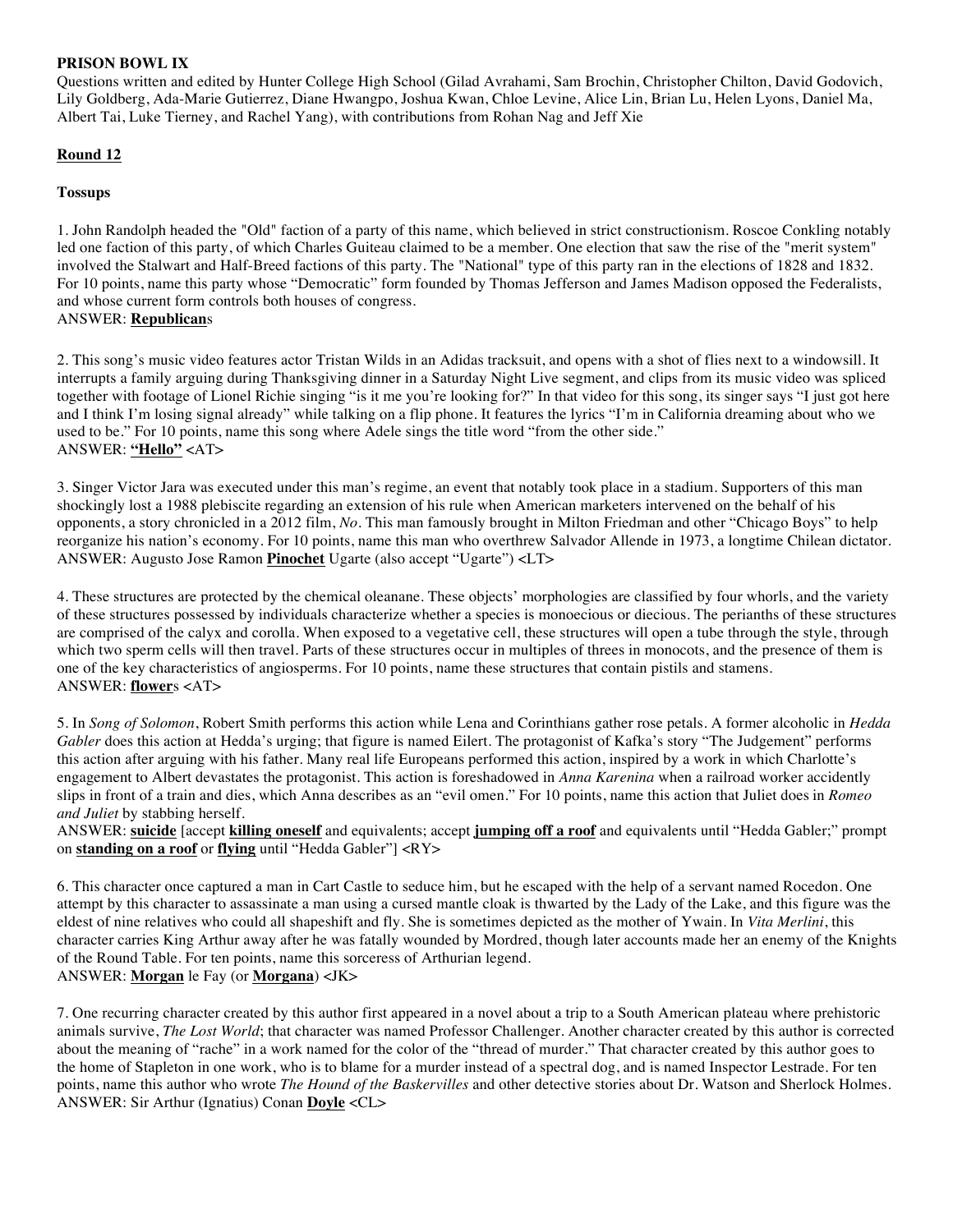**PRISON BOWL IX**

Questions written and edited by Hunter College High School (Gilad Avrahami, Sam Brochin, Christopher Chilton, David Godovich, Lily Goldberg, Ada-Marie Gutierrez, Diane Hwangpo, Joshua Kwan, Chloe Levine, Alice Lin, Brian Lu, Helen Lyons, Daniel Ma, Albert Tai, Luke Tierney, and Rachel Yang), with contributions from Rohan Nag and Jeff Xie

**Round 12**

**Tossups**

1. John Randolph headed the "Old" faction of a party of this name, which believed in strict constructionism. Roscoe Conkling notably led one faction of this party, of which Charles Guiteau claimed to be a member. One election that saw the rise of the "merit system" involved the Stalwart and Half-Breed factions of this party. The "National" type of this party ran in the elections of 1828 and 1832. For 10 points, name this party whose "Democratic" form founded by Thomas Jefferson and James Madison opposed the Federalists, and whose current form controls both houses of congress.
ANSWER: **Republican**s

2. This song's music video features actor Tristan Wilds in an Adidas tracksuit, and opens with a shot of flies next to a windowsill. It interrupts a family arguing during Thanksgiving dinner in a Saturday Night Live segment, and clips from its music video was spliced together with footage of Lionel Richie singing "is it me you're looking for?" In that video for this song, its singer says "I just got here and I think I'm losing signal already" while talking on a flip phone. It features the lyrics "I'm in California dreaming about who we used to be." For 10 points, name this song where Adele sings the title word "from the other side."
ANSWER: **"Hello"** <AT>

3. Singer Victor Jara was executed under this man's regime, an event that notably took place in a stadium. Supporters of this man shockingly lost a 1988 plebiscite regarding an extension of his rule when American marketers intervened on the behalf of his opponents, a story chronicled in a 2012 film, *No*. This man famously brought in Milton Friedman and other "Chicago Boys" to help reorganize his nation's economy. For 10 points, name this man who overthrew Salvador Allende in 1973, a longtime Chilean dictator.
ANSWER: Augusto Jose Ramon **Pinochet** Ugarte (also accept "Ugarte") <LT>

4. These structures are protected by the chemical oleanane. These objects' morphologies are classified by four whorls, and the variety of these structures possessed by individuals characterize whether a species is monoecious or diecious. The perianths of these structures are comprised of the calyx and corolla. When exposed to a vegetative cell, these structures will open a tube through the style, through which two sperm cells will then travel. Parts of these structures occur in multiples of threes in monocots, and the presence of them is one of the key characteristics of angiosperms. For 10 points, name these structures that contain pistils and stamens.
ANSWER: **flower**s <AT>

5. In *Song of Solomon*, Robert Smith performs this action while Lena and Corinthians gather rose petals. A former alcoholic in *Hedda Gabler* does this action at Hedda's urging; that figure is named Eilert. The protagonist of Kafka's story "The Judgement" performs this action after arguing with his father. Many real life Europeans performed this action, inspired by a work in which Charlotte's engagement to Albert devastates the protagonist. This action is foreshadowed in *Anna Karenina* when a railroad worker accidently slips in front of a train and dies, which Anna describes as an "evil omen." For 10 points, name this action that Juliet does in *Romeo and Juliet* by stabbing herself.
ANSWER: **suicide** [accept **killing oneself** and equivalents; accept **jumping off a roof** and equivalents until "Hedda Gabler;" prompt on **standing on a roof** or **flying** until "Hedda Gabler"] <RY>

6. This character once captured a man in Cart Castle to seduce him, but he escaped with the help of a servant named Rocedon. One attempt by this character to assassinate a man using a cursed mantle cloak is thwarted by the Lady of the Lake, and this figure was the eldest of nine relatives who could all shapeshift and fly. She is sometimes depicted as the mother of Ywain. In *Vita Merlini*, this character carries King Arthur away after he was fatally wounded by Mordred, though later accounts made her an enemy of the Knights of the Round Table. For ten points, name this sorceress of Arthurian legend.
ANSWER: **Morgan** le Fay (or **Morgana**) <JK>

7. One recurring character created by this author first appeared in a novel about a trip to a South American plateau where prehistoric animals survive, *The Lost World*; that character was named Professor Challenger. Another character created by this author is corrected about the meaning of "rache" in a work named for the color of the "thread of murder." That character created by this author goes to the home of Stapleton in one work, who is to blame for a murder instead of a spectral dog, and is named Inspector Lestrade. For ten points, name this author who wrote *The Hound of the Baskervilles* and other detective stories about Dr. Watson and Sherlock Holmes.
ANSWER: Sir Arthur (Ignatius) Conan **Doyle** <CL>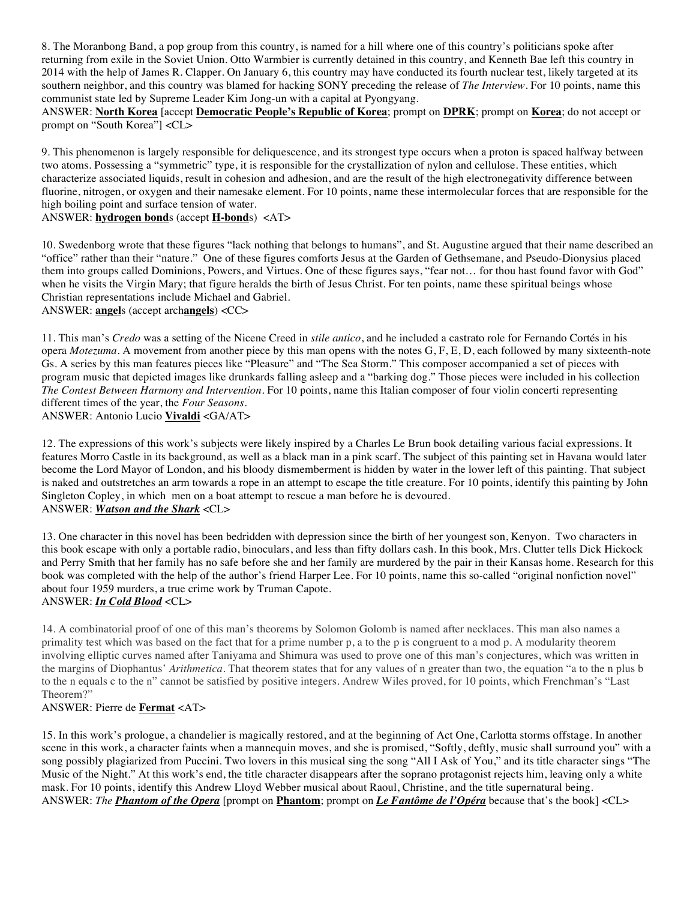8. The Moranbong Band, a pop group from this country, is named for a hill where one of this country's politicians spoke after returning from exile in the Soviet Union. Otto Warmbier is currently detained in this country, and Kenneth Bae left this country in 2014 with the help of James R. Clapper. On January 6, this country may have conducted its fourth nuclear test, likely targeted at its southern neighbor, and this country was blamed for hacking SONY preceding the release of *The Interview*. For 10 points, name this communist state led by Supreme Leader Kim Jong-un with a capital at Pyongyang.
ANSWER: **North Korea** [accept **Democratic People's Republic of Korea**; prompt on **DPRK**; prompt on **Korea**; do not accept or prompt on "South Korea"] <CL>

9. This phenomenon is largely responsible for deliquescence, and its strongest type occurs when a proton is spaced halfway between two atoms. Possessing a "symmetric" type, it is responsible for the crystallization of nylon and cellulose. These entities, which characterize associated liquids, result in cohesion and adhesion, and are the result of the high electronegativity difference between fluorine, nitrogen, or oxygen and their namesake element. For 10 points, name these intermolecular forces that are responsible for the high boiling point and surface tension of water.
ANSWER: **hydrogen bond**s (accept **H-bond**s) <AT>

10. Swedenborg wrote that these figures "lack nothing that belongs to humans", and St. Augustine argued that their name described an "office" rather than their "nature." One of these figures comforts Jesus at the Garden of Gethsemane, and Pseudo-Dionysius placed them into groups called Dominions, Powers, and Virtues. One of these figures says, "fear not… for thou hast found favor with God" when he visits the Virgin Mary; that figure heralds the birth of Jesus Christ. For ten points, name these spiritual beings whose Christian representations include Michael and Gabriel.
ANSWER: **angel**s (accept arch**angels**) <CC>

11. This man's *Credo* was a setting of the Nicene Creed in *stile antico*, and he included a castrato role for Fernando Cortés in his opera *Motezuma*. A movement from another piece by this man opens with the notes G, F, E, D, each followed by many sixteenth-note Gs. A series by this man features pieces like "Pleasure" and "The Sea Storm." This composer accompanied a set of pieces with program music that depicted images like drunkards falling asleep and a "barking dog." Those pieces were included in his collection *The Contest Between Harmony and Intervention*. For 10 points, name this Italian composer of four violin concerti representing different times of the year, the *Four Seasons*.
ANSWER: Antonio Lucio **Vivaldi** <GA/AT>

12. The expressions of this work's subjects were likely inspired by a Charles Le Brun book detailing various facial expressions. It features Morro Castle in its background, as well as a black man in a pink scarf. The subject of this painting set in Havana would later become the Lord Mayor of London, and his bloody dismemberment is hidden by water in the lower left of this painting. That subject is naked and outstretches an arm towards a rope in an attempt to escape the title creature. For 10 points, identify this painting by John Singleton Copley, in which men on a boat attempt to rescue a man before he is devoured.
ANSWER: ***Watson and the Shark*** <CL>

13. One character in this novel has been bedridden with depression since the birth of her youngest son, Kenyon. Two characters in this book escape with only a portable radio, binoculars, and less than fifty dollars cash. In this book, Mrs. Clutter tells Dick Hickock and Perry Smith that her family has no safe before she and her family are murdered by the pair in their Kansas home. Research for this book was completed with the help of the author's friend Harper Lee. For 10 points, name this so-called "original nonfiction novel" about four 1959 murders, a true crime work by Truman Capote.
ANSWER: ***In Cold Blood*** <CL>

14. A combinatorial proof of one of this man's theorems by Solomon Golomb is named after necklaces. This man also names a primality test which was based on the fact that for a prime number p, a to the p is congruent to a mod p. A modularity theorem involving elliptic curves named after Taniyama and Shimura was used to prove one of this man's conjectures, which was written in the margins of Diophantus' *Arithmetica*. That theorem states that for any values of n greater than two, the equation "a to the n plus b to the n equals c to the n" cannot be satisfied by positive integers. Andrew Wiles proved, for 10 points, which Frenchman's "Last Theorem?"
ANSWER: Pierre de **Fermat** <AT>

15. In this work's prologue, a chandelier is magically restored, and at the beginning of Act One, Carlotta storms offstage. In another scene in this work, a character faints when a mannequin moves, and she is promised, "Softly, deftly, music shall surround you" with a song possibly plagiarized from Puccini. Two lovers in this musical sing the song "All I Ask of You," and its title character sings "The Music of the Night." At this work's end, the title character disappears after the soprano protagonist rejects him, leaving only a white mask. For 10 points, identify this Andrew Lloyd Webber musical about Raoul, Christine, and the title supernatural being.
ANSWER: *The* ***Phantom of the Opera*** [prompt on **Phantom**; prompt on ***Le Fantôme de l'Opéra*** because that's the book] <CL>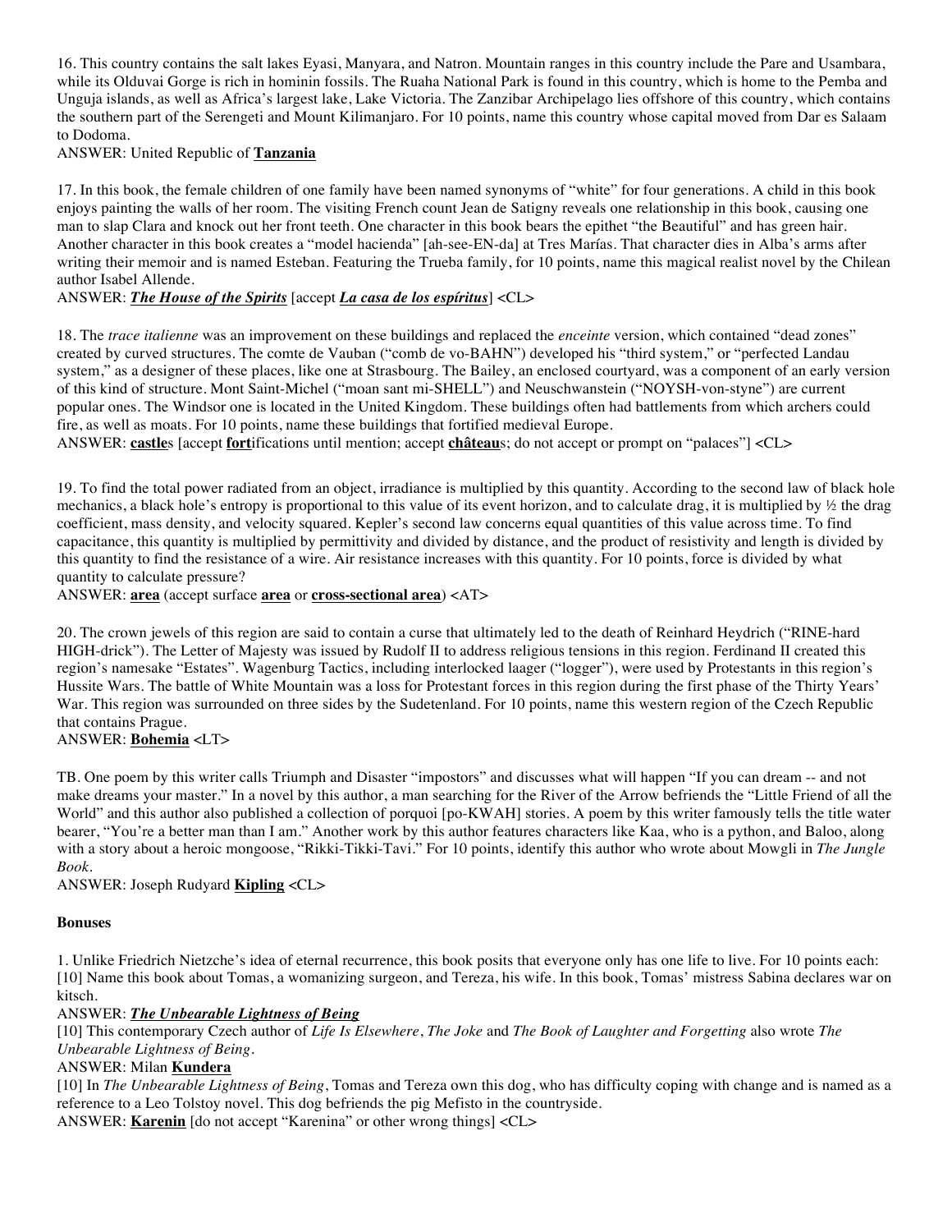16. This country contains the salt lakes Eyasi, Manyara, and Natron. Mountain ranges in this country include the Pare and Usambara, while its Olduvai Gorge is rich in hominin fossils. The Ruaha National Park is found in this country, which is home to the Pemba and Unguja islands, as well as Africa's largest lake, Lake Victoria. The Zanzibar Archipelago lies offshore of this country, which contains the southern part of the Serengeti and Mount Kilimanjaro. For 10 points, name this country whose capital moved from Dar es Salaam to Dodoma.

ANSWER: United Republic of **Tanzania**

17. In this book, the female children of one family have been named synonyms of "white" for four generations. A child in this book enjoys painting the walls of her room. The visiting French count Jean de Satigny reveals one relationship in this book, causing one man to slap Clara and knock out her front teeth. One character in this book bears the epithet "the Beautiful" and has green hair. Another character in this book creates a "model hacienda" [ah-see-EN-da] at Tres Marías. That character dies in Alba's arms after writing their memoir and is named Esteban. Featuring the Trueba family, for 10 points, name this magical realist novel by the Chilean author Isabel Allende.

ANSWER: ***The House of the Spirits*** [accept ***La casa de los espíritus***] <CL>

18. The *trace italienne* was an improvement on these buildings and replaced the *enceinte* version, which contained "dead zones" created by curved structures. The comte de Vauban ("comb de vo-BAHN") developed his "third system," or "perfected Landau system," as a designer of these places, like one at Strasbourg. The Bailey, an enclosed courtyard, was a component of an early version of this kind of structure. Mont Saint-Michel ("moan sant mi-SHELL") and Neuschwanstein ("NOYSH-von-styne") are current popular ones. The Windsor one is located in the United Kingdom. These buildings often had battlements from which archers could fire, as well as moats. For 10 points, name these buildings that fortified medieval Europe.

ANSWER: **castle**s [accept **fort**ifications until mention; accept **château**s; do not accept or prompt on "palaces"] <CL>

19. To find the total power radiated from an object, irradiance is multiplied by this quantity. According to the second law of black hole mechanics, a black hole's entropy is proportional to this value of its event horizon, and to calculate drag, it is multiplied by ½ the drag coefficient, mass density, and velocity squared. Kepler's second law concerns equal quantities of this value across time. To find capacitance, this quantity is multiplied by permittivity and divided by distance, and the product of resistivity and length is divided by this quantity to find the resistance of a wire. Air resistance increases with this quantity. For 10 points, force is divided by what quantity to calculate pressure?

ANSWER: **area** (accept surface **area** or **cross-sectional area**) <AT>

20. The crown jewels of this region are said to contain a curse that ultimately led to the death of Reinhard Heydrich ("RINE-hard HIGH-drick"). The Letter of Majesty was issued by Rudolf II to address religious tensions in this region. Ferdinand II created this region's namesake "Estates". Wagenburg Tactics, including interlocked laager ("logger"), were used by Protestants in this region's Hussite Wars. The battle of White Mountain was a loss for Protestant forces in this region during the first phase of the Thirty Years' War. This region was surrounded on three sides by the Sudetenland. For 10 points, name this western region of the Czech Republic that contains Prague.

ANSWER: **Bohemia** <LT>

TB. One poem by this writer calls Triumph and Disaster "impostors" and discusses what will happen "If you can dream -- and not make dreams your master." In a novel by this author, a man searching for the River of the Arrow befriends the "Little Friend of all the World" and this author also published a collection of porquoi [po-KWAH] stories. A poem by this writer famously tells the title water bearer, "You're a better man than I am." Another work by this author features characters like Kaa, who is a python, and Baloo, along with a story about a heroic mongoose, "Rikki-Tikki-Tavi." For 10 points, identify this author who wrote about Mowgli in *The Jungle Book*.

ANSWER: Joseph Rudyard **Kipling** <CL>

**Bonuses**

1. Unlike Friedrich Nietzche's idea of eternal recurrence, this book posits that everyone only has one life to live. For 10 points each:

[10] Name this book about Tomas, a womanizing surgeon, and Tereza, his wife. In this book, Tomas' mistress Sabina declares war on kitsch.

ANSWER: ***The Unbearable Lightness of Being***

[10] This contemporary Czech author of *Life Is Elsewhere*, *The Joke* and *The Book of Laughter and Forgetting* also wrote *The Unbearable Lightness of Being*.

ANSWER: Milan **Kundera**

[10] In *The Unbearable Lightness of Being*, Tomas and Tereza own this dog, who has difficulty coping with change and is named as a reference to a Leo Tolstoy novel. This dog befriends the pig Mefisto in the countryside.

ANSWER: **Karenin** [do not accept "Karenina" or other wrong things] <CL>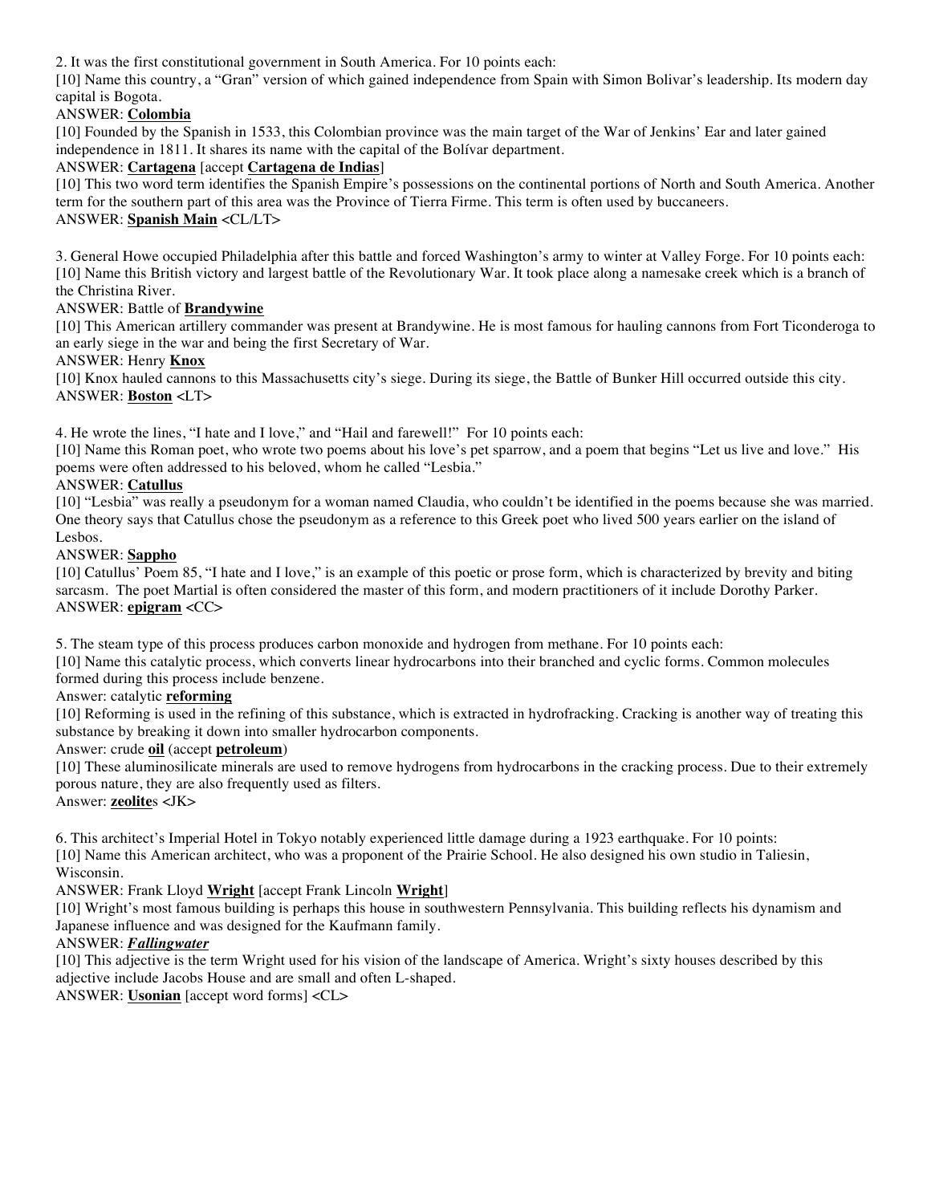2. It was the first constitutional government in South America. For 10 points each:

[10] Name this country, a "Gran" version of which gained independence from Spain with Simon Bolivar's leadership. Its modern day capital is Bogota.

ANSWER: **Colombia**

[10] Founded by the Spanish in 1533, this Colombian province was the main target of the War of Jenkins' Ear and later gained independence in 1811. It shares its name with the capital of the Bolívar department.

ANSWER: **Cartagena** [accept **Cartagena de Indias**]

[10] This two word term identifies the Spanish Empire's possessions on the continental portions of North and South America. Another term for the southern part of this area was the Province of Tierra Firme. This term is often used by buccaneers.

ANSWER: **Spanish Main** <CL/LT>

3. General Howe occupied Philadelphia after this battle and forced Washington's army to winter at Valley Forge. For 10 points each:

[10] Name this British victory and largest battle of the Revolutionary War. It took place along a namesake creek which is a branch of the Christina River.

ANSWER: Battle of **Brandywine**

[10] This American artillery commander was present at Brandywine. He is most famous for hauling cannons from Fort Ticonderoga to an early siege in the war and being the first Secretary of War.

ANSWER: Henry **Knox**

[10] Knox hauled cannons to this Massachusetts city's siege. During its siege, the Battle of Bunker Hill occurred outside this city.

ANSWER: **Boston** <LT>

4. He wrote the lines, "I hate and I love," and "Hail and farewell!" For 10 points each:

[10] Name this Roman poet, who wrote two poems about his love's pet sparrow, and a poem that begins "Let us live and love." His poems were often addressed to his beloved, whom he called "Lesbia."

ANSWER: **Catullus**

[10] "Lesbia" was really a pseudonym for a woman named Claudia, who couldn't be identified in the poems because she was married. One theory says that Catullus chose the pseudonym as a reference to this Greek poet who lived 500 years earlier on the island of Lesbos.

ANSWER: **Sappho**

[10] Catullus' Poem 85, "I hate and I love," is an example of this poetic or prose form, which is characterized by brevity and biting sarcasm. The poet Martial is often considered the master of this form, and modern practitioners of it include Dorothy Parker.

ANSWER: **epigram** <CC>

5. The steam type of this process produces carbon monoxide and hydrogen from methane. For 10 points each:

[10] Name this catalytic process, which converts linear hydrocarbons into their branched and cyclic forms. Common molecules formed during this process include benzene.

Answer: catalytic **reforming**

[10] Reforming is used in the refining of this substance, which is extracted in hydrofracking. Cracking is another way of treating this substance by breaking it down into smaller hydrocarbon components.

Answer: crude **oil** (accept **petroleum**)

[10] These aluminosilicate minerals are used to remove hydrogens from hydrocarbons in the cracking process. Due to their extremely porous nature, they are also frequently used as filters.

Answer: **zeolite**s <JK>

6. This architect's Imperial Hotel in Tokyo notably experienced little damage during a 1923 earthquake. For 10 points:

[10] Name this American architect, who was a proponent of the Prairie School. He also designed his own studio in Taliesin, Wisconsin.

ANSWER: Frank Lloyd **Wright** [accept Frank Lincoln **Wright**]

[10] Wright's most famous building is perhaps this house in southwestern Pennsylvania. This building reflects his dynamism and Japanese influence and was designed for the Kaufmann family.

ANSWER: ***Fallingwater***

[10] This adjective is the term Wright used for his vision of the landscape of America. Wright's sixty houses described by this adjective include Jacobs House and are small and often L-shaped.

ANSWER: **Usonian** [accept word forms] <CL>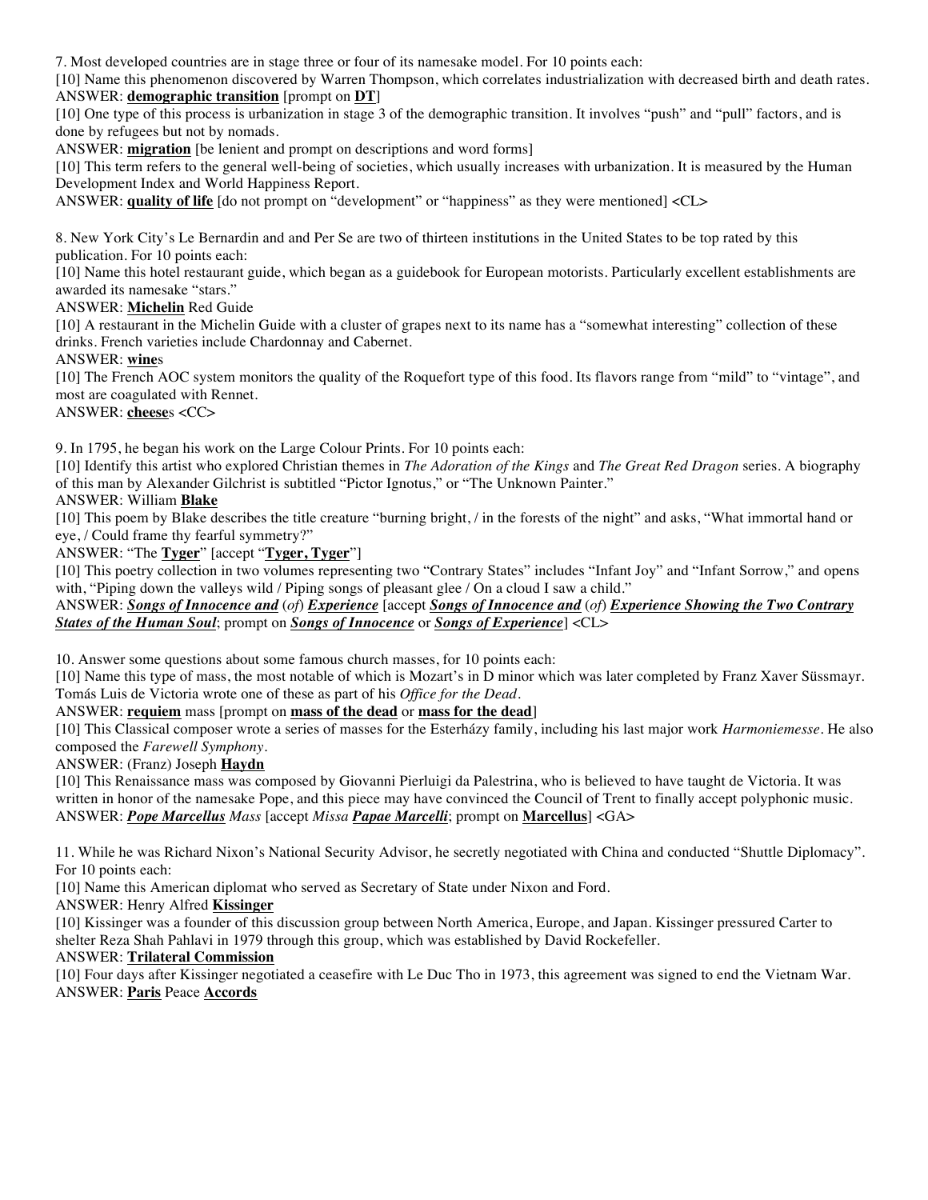7. Most developed countries are in stage three or four of its namesake model. For 10 points each:

[10] Name this phenomenon discovered by Warren Thompson, which correlates industrialization with decreased birth and death rates.

ANSWER: **demographic transition** [prompt on **DT**]

[10] One type of this process is urbanization in stage 3 of the demographic transition. It involves "push" and "pull" factors, and is done by refugees but not by nomads.

ANSWER: **migration** [be lenient and prompt on descriptions and word forms]

[10] This term refers to the general well-being of societies, which usually increases with urbanization. It is measured by the Human Development Index and World Happiness Report.

ANSWER: **quality of life** [do not prompt on "development" or "happiness" as they were mentioned] <CL>

8. New York City's Le Bernardin and and Per Se are two of thirteen institutions in the United States to be top rated by this publication. For 10 points each:

[10] Name this hotel restaurant guide, which began as a guidebook for European motorists. Particularly excellent establishments are awarded its namesake "stars."

ANSWER: **Michelin** Red Guide

[10] A restaurant in the Michelin Guide with a cluster of grapes next to its name has a "somewhat interesting" collection of these drinks. French varieties include Chardonnay and Cabernet.

ANSWER: **wine**s

[10] The French AOC system monitors the quality of the Roquefort type of this food. Its flavors range from "mild" to "vintage", and most are coagulated with Rennet.

ANSWER: **cheese**s <CC>

9. In 1795, he began his work on the Large Colour Prints. For 10 points each:

[10] Identify this artist who explored Christian themes in *The Adoration of the Kings* and *The Great Red Dragon* series. A biography of this man by Alexander Gilchrist is subtitled "Pictor Ignotus," or "The Unknown Painter."

ANSWER: William **Blake**

[10] This poem by Blake describes the title creature "burning bright, / in the forests of the night" and asks, "What immortal hand or eye, / Could frame thy fearful symmetry?"

ANSWER: "The **Tyger**" [accept "**Tyger, Tyger**"]

[10] This poetry collection in two volumes representing two "Contrary States" includes "Infant Joy" and "Infant Sorrow," and opens with, "Piping down the valleys wild / Piping songs of pleasant glee / On a cloud I saw a child."

ANSWER: ***Songs of Innocence and*** (*of*) ***Experience*** [accept ***Songs of Innocence and*** (*of*) ***Experience Showing the Two Contrary States of the Human Soul***; prompt on ***Songs of Innocence*** or ***Songs of Experience***] <CL>

10. Answer some questions about some famous church masses, for 10 points each:

[10] Name this type of mass, the most notable of which is Mozart's in D minor which was later completed by Franz Xaver Süssmayr. Tomás Luis de Victoria wrote one of these as part of his *Office for the Dead*.

ANSWER: **requiem** mass [prompt on **mass of the dead** or **mass for the dead**]

[10] This Classical composer wrote a series of masses for the Esterházy family, including his last major work *Harmoniemesse*. He also composed the *Farewell Symphony*.

ANSWER: (Franz) Joseph **Haydn**

[10] This Renaissance mass was composed by Giovanni Pierluigi da Palestrina, who is believed to have taught de Victoria. It was written in honor of the namesake Pope, and this piece may have convinced the Council of Trent to finally accept polyphonic music.

ANSWER: ***Pope Marcellus*** *Mass* [accept *Missa* ***Papae Marcelli***; prompt on **Marcellus**] <GA>

11. While he was Richard Nixon's National Security Advisor, he secretly negotiated with China and conducted "Shuttle Diplomacy". For 10 points each:

[10] Name this American diplomat who served as Secretary of State under Nixon and Ford.

ANSWER: Henry Alfred **Kissinger**

[10] Kissinger was a founder of this discussion group between North America, Europe, and Japan. Kissinger pressured Carter to shelter Reza Shah Pahlavi in 1979 through this group, which was established by David Rockefeller.

ANSWER: **Trilateral Commission**

[10] Four days after Kissinger negotiated a ceasefire with Le Duc Tho in 1973, this agreement was signed to end the Vietnam War.

ANSWER: **Paris** Peace **Accords**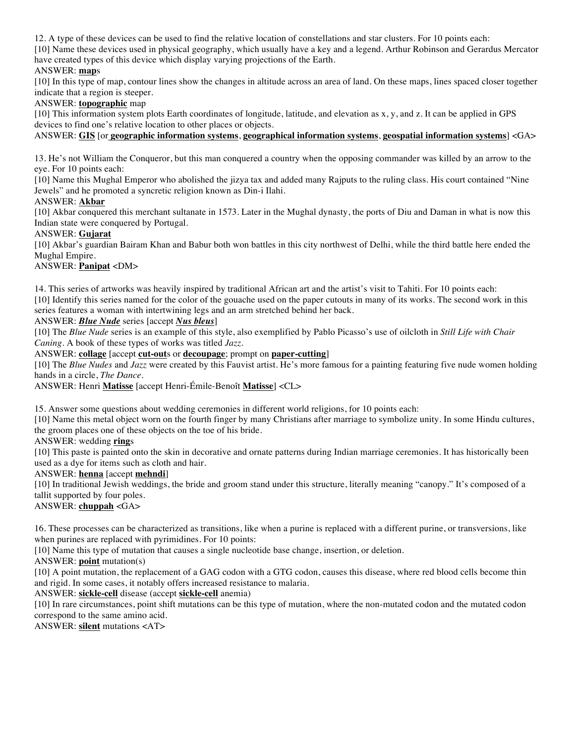12. A type of these devices can be used to find the relative location of constellations and star clusters. For 10 points each:

[10] Name these devices used in physical geography, which usually have a key and a legend. Arthur Robinson and Gerardus Mercator have created types of this device which display varying projections of the Earth.

ANSWER: **map**s

[10] In this type of map, contour lines show the changes in altitude across an area of land. On these maps, lines spaced closer together indicate that a region is steeper.

ANSWER: **topographic** map

[10] This information system plots Earth coordinates of longitude, latitude, and elevation as x, y, and z. It can be applied in GPS devices to find one's relative location to other places or objects.

ANSWER: **GIS** [or **geographic information systems**, **geographical information systems**, **geospatial information systems**] <GA>

13. He's not William the Conqueror, but this man conquered a country when the opposing commander was killed by an arrow to the eye. For 10 points each:

[10] Name this Mughal Emperor who abolished the jizya tax and added many Rajputs to the ruling class. His court contained "Nine Jewels" and he promoted a syncretic religion known as Din-i Ilahi.

ANSWER: **Akbar**

[10] Akbar conquered this merchant sultanate in 1573. Later in the Mughal dynasty, the ports of Diu and Daman in what is now this Indian state were conquered by Portugal.

ANSWER: **Gujarat**

[10] Akbar's guardian Bairam Khan and Babur both won battles in this city northwest of Delhi, while the third battle here ended the Mughal Empire.

ANSWER: **Panipat** <DM>

14. This series of artworks was heavily inspired by traditional African art and the artist's visit to Tahiti. For 10 points each:

[10] Identify this series named for the color of the gouache used on the paper cutouts in many of its works. The second work in this series features a woman with intertwining legs and an arm stretched behind her back.

ANSWER: ***Blue Nude*** series [accept ***Nus bleus***]

[10] The *Blue Nude* series is an example of this style, also exemplified by Pablo Picasso's use of oilcloth in *Still Life with Chair Caning*. A book of these types of works was titled *Jazz*.

ANSWER: **collage** [accept **cut-out**s or **decoupage**; prompt on **paper-cutting**]

[10] The *Blue Nudes* and *Jazz* were created by this Fauvist artist. He's more famous for a painting featuring five nude women holding hands in a circle, *The Dance*.

ANSWER: Henri **Matisse** [accept Henri-Émile-Benoît **Matisse**] <CL>

15. Answer some questions about wedding ceremonies in different world religions, for 10 points each:

[10] Name this metal object worn on the fourth finger by many Christians after marriage to symbolize unity. In some Hindu cultures, the groom places one of these objects on the toe of his bride.

ANSWER: wedding **ring**s

[10] This paste is painted onto the skin in decorative and ornate patterns during Indian marriage ceremonies. It has historically been used as a dye for items such as cloth and hair.

ANSWER: **henna** [accept **mehndi**]

[10] In traditional Jewish weddings, the bride and groom stand under this structure, literally meaning "canopy." It's composed of a tallit supported by four poles.

ANSWER: **chuppah** <GA>

16. These processes can be characterized as transitions, like when a purine is replaced with a different purine, or transversions, like when purines are replaced with pyrimidines. For 10 points:

[10] Name this type of mutation that causes a single nucleotide base change, insertion, or deletion.

ANSWER: **point** mutation(s)

[10] A point mutation, the replacement of a GAG codon with a GTG codon, causes this disease, where red blood cells become thin and rigid. In some cases, it notably offers increased resistance to malaria.

ANSWER: **sickle-cell** disease (accept **sickle-cell** anemia)

[10] In rare circumstances, point shift mutations can be this type of mutation, where the non-mutated codon and the mutated codon correspond to the same amino acid.

ANSWER: **silent** mutations <AT>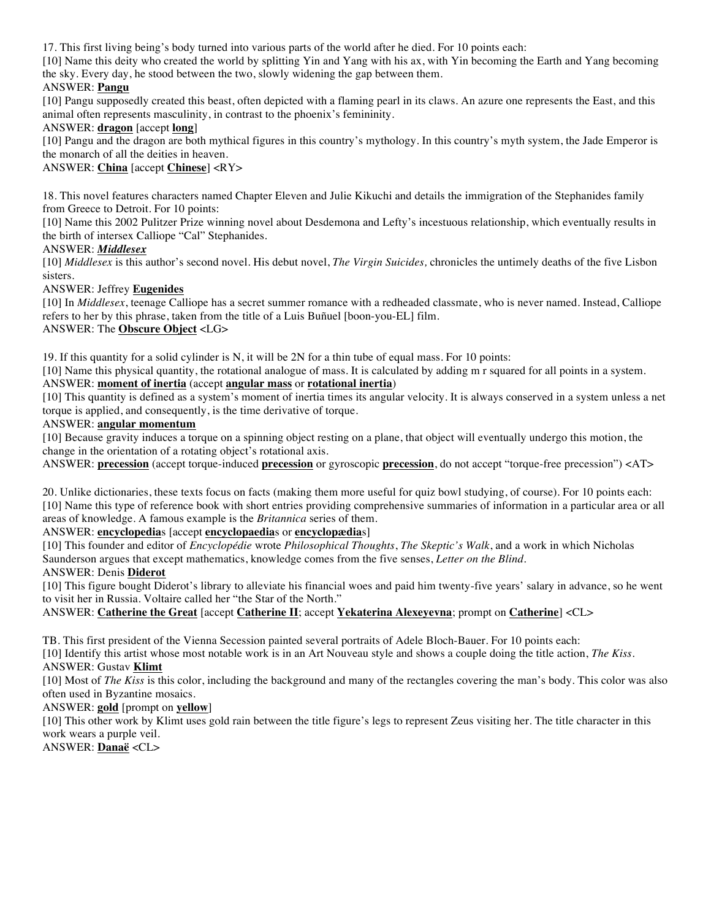17. This first living being's body turned into various parts of the world after he died. For 10 points each:
[10] Name this deity who created the world by splitting Yin and Yang with his ax, with Yin becoming the Earth and Yang becoming the sky. Every day, he stood between the two, slowly widening the gap between them.
ANSWER: **Pangu**
[10] Pangu supposedly created this beast, often depicted with a flaming pearl in its claws. An azure one represents the East, and this animal often represents masculinity, in contrast to the phoenix's femininity.
ANSWER: **dragon** [accept **long**]
[10] Pangu and the dragon are both mythical figures in this country's mythology. In this country's myth system, the Jade Emperor is the monarch of all the deities in heaven.
ANSWER: **China** [accept **Chinese**] <RY>

18. This novel features characters named Chapter Eleven and Julie Kikuchi and details the immigration of the Stephanides family from Greece to Detroit. For 10 points:
[10] Name this 2002 Pulitzer Prize winning novel about Desdemona and Lefty's incestuous relationship, which eventually results in the birth of intersex Calliope "Cal" Stephanides.
ANSWER: ***Middlesex***
[10] *Middlesex* is this author's second novel. His debut novel, *The Virgin Suicides,* chronicles the untimely deaths of the five Lisbon sisters.
ANSWER: Jeffrey **Eugenides**
[10] In *Middlesex*, teenage Calliope has a secret summer romance with a redheaded classmate, who is never named. Instead, Calliope refers to her by this phrase, taken from the title of a Luis Buñuel [boon-you-EL] film.
ANSWER: The **Obscure Object** <LG>

19. If this quantity for a solid cylinder is N, it will be 2N for a thin tube of equal mass. For 10 points:
[10] Name this physical quantity, the rotational analogue of mass. It is calculated by adding m r squared for all points in a system.
ANSWER: **moment of inertia** (accept **angular mass** or **rotational inertia**)
[10] This quantity is defined as a system's moment of inertia times its angular velocity. It is always conserved in a system unless a net torque is applied, and consequently, is the time derivative of torque.
ANSWER: **angular momentum**
[10] Because gravity induces a torque on a spinning object resting on a plane, that object will eventually undergo this motion, the change in the orientation of a rotating object's rotational axis.
ANSWER: **precession** (accept torque-induced **precession** or gyroscopic **precession**, do not accept "torque-free precession") <AT>

20. Unlike dictionaries, these texts focus on facts (making them more useful for quiz bowl studying, of course). For 10 points each:
[10] Name this type of reference book with short entries providing comprehensive summaries of information in a particular area or all areas of knowledge. A famous example is the *Britannica* series of them.
ANSWER: **encyclopedia**s [accept **encyclopaedia**s or **encyclopædia**s]
[10] This founder and editor of *Encyclopédie* wrote *Philosophical Thoughts*, *The Skeptic's Walk*, and a work in which Nicholas Saunderson argues that except mathematics, knowledge comes from the five senses, *Letter on the Blind*.
ANSWER: Denis **Diderot**
[10] This figure bought Diderot's library to alleviate his financial woes and paid him twenty-five years' salary in advance, so he went to visit her in Russia. Voltaire called her "the Star of the North."
ANSWER: **Catherine the Great** [accept **Catherine II**; accept **Yekaterina Alexeyevna**; prompt on **Catherine**] <CL>

TB. This first president of the Vienna Secession painted several portraits of Adele Bloch-Bauer. For 10 points each:
[10] Identify this artist whose most notable work is in an Art Nouveau style and shows a couple doing the title action, *The Kiss*.
ANSWER: Gustav **Klimt**
[10] Most of *The Kiss* is this color, including the background and many of the rectangles covering the man's body. This color was also often used in Byzantine mosaics.
ANSWER: **gold** [prompt on **yellow**]
[10] This other work by Klimt uses gold rain between the title figure's legs to represent Zeus visiting her. The title character in this work wears a purple veil.
ANSWER: **Danaë** <CL>